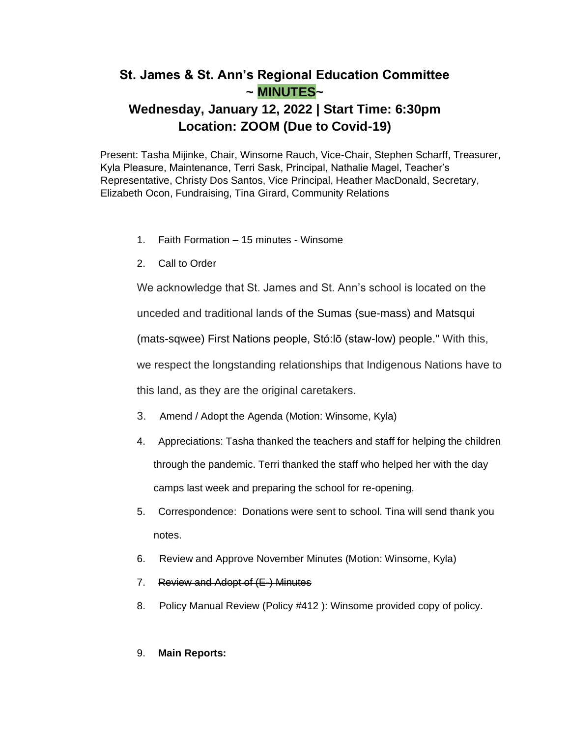# St. James & St. Ann's Regional Education Committee
## ~ MINUTES~
## Wednesday, January 12, 2022 | Start Time: 6:30pm
## Location: ZOOM (Due to Covid-19)

Present: Tasha Mijinke, Chair, Winsome Rauch, Vice-Chair, Stephen Scharff, Treasurer, Kyla Pleasure, Maintenance, Terri Sask, Principal, Nathalie Magel, Teacher's Representative, Christy Dos Santos, Vice Principal, Heather MacDonald, Secretary, Elizabeth Ocon, Fundraising, Tina Girard, Community Relations

1. Faith Formation – 15 minutes - Winsome
2. Call to Order

   We acknowledge that St. James and St. Ann's school is located on the unceded and traditional lands of the Sumas (sue-mass) and Matsqui (mats-sqwee) First Nations people, Stó:lō (staw-low) people." With this, we respect the longstanding relationships that Indigenous Nations have to this land, as they are the original caretakers.

3. Amend / Adopt the Agenda (Motion: Winsome, Kyla)
4. Appreciations: Tasha thanked the teachers and staff for helping the children through the pandemic. Terri thanked the staff who helped her with the day camps last week and preparing the school for re-opening.
5. Correspondence: Donations were sent to school. Tina will send thank you notes.
6. Review and Approve November Minutes (Motion: Winsome, Kyla)
7. ~~Review and Adopt of (E-) Minutes~~
8. Policy Manual Review (Policy #412 ): Winsome provided copy of policy.
9. **Main Reports:**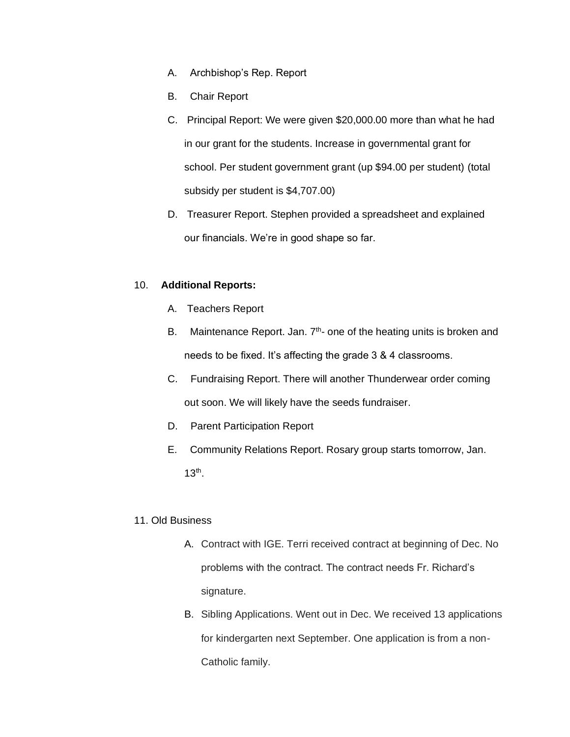A. Archbishop’s Rep. Report

B. Chair Report

C. Principal Report: We were given $20,000.00 more than what he had in our grant for the students. Increase in governmental grant for school. Per student government grant (up $94.00 per student) (total subsidy per student is $4,707.00)

D. Treasurer Report. Stephen provided a spreadsheet and explained our financials. We’re in good shape so far.

10. **Additional Reports:**

A. Teachers Report

B. Maintenance Report. Jan. 7th- one of the heating units is broken and needs to be fixed. It’s affecting the grade 3 & 4 classrooms.

C. Fundraising Report. There will another Thunderwear order coming out soon. We will likely have the seeds fundraiser.

D. Parent Participation Report

E. Community Relations Report. Rosary group starts tomorrow, Jan. 13th.

11. Old Business

A. Contract with IGE. Terri received contract at beginning of Dec. No problems with the contract. The contract needs Fr. Richard’s signature.

B. Sibling Applications. Went out in Dec. We received 13 applications for kindergarten next September. One application is from a non-Catholic family.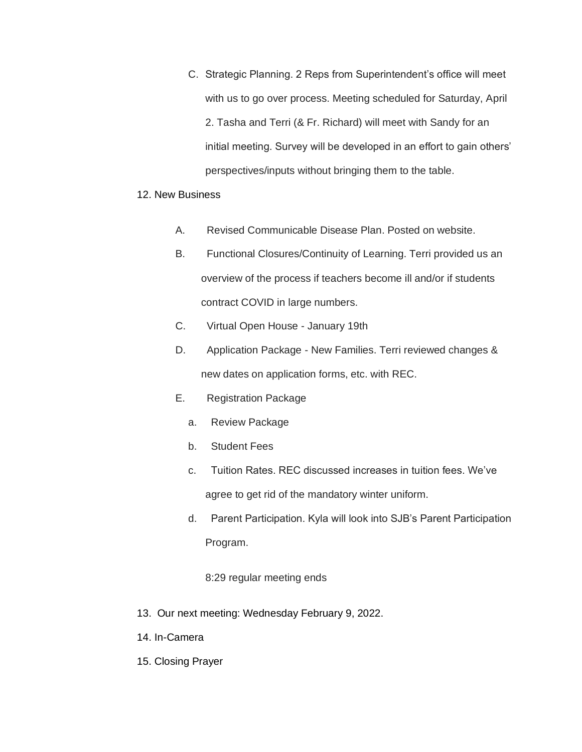C. Strategic Planning. 2 Reps from Superintendent's office will meet with us to go over process. Meeting scheduled for Saturday, April 2. Tasha and Terri (& Fr. Richard) will meet with Sandy for an initial meeting. Survey will be developed in an effort to gain others' perspectives/inputs without bringing them to the table.

12. New Business

A. Revised Communicable Disease Plan. Posted on website.

B. Functional Closures/Continuity of Learning. Terri provided us an overview of the process if teachers become ill and/or if students contract COVID in large numbers.

C. Virtual Open House - January 19th

D. Application Package - New Families. Terri reviewed changes & new dates on application forms, etc. with REC.

E. Registration Package

a. Review Package

b. Student Fees

c. Tuition Rates. REC discussed increases in tuition fees. We've agree to get rid of the mandatory winter uniform.

d. Parent Participation. Kyla will look into SJB's Parent Participation Program.

8:29 regular meeting ends

13. Our next meeting: Wednesday February 9, 2022.

14. In-Camera

15. Closing Prayer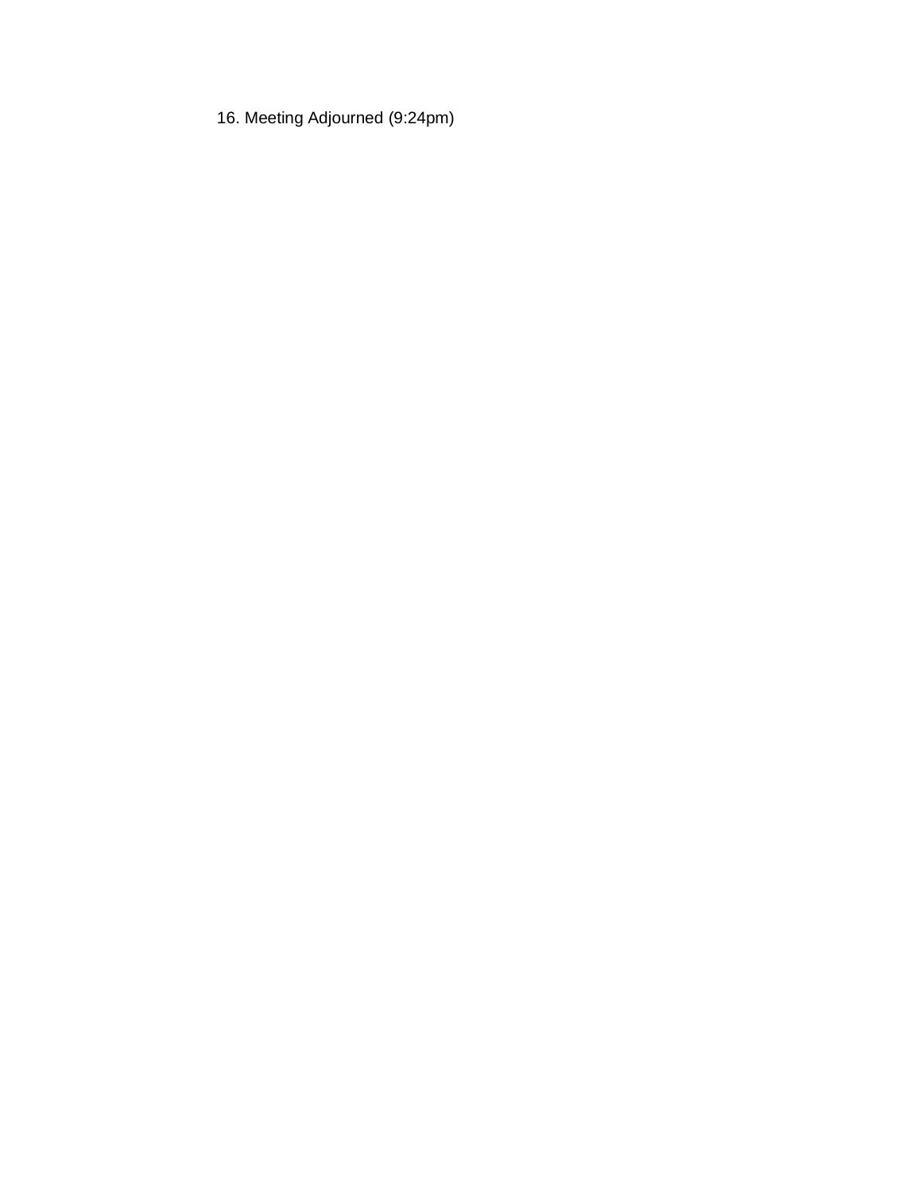16. Meeting Adjourned (9:24pm)